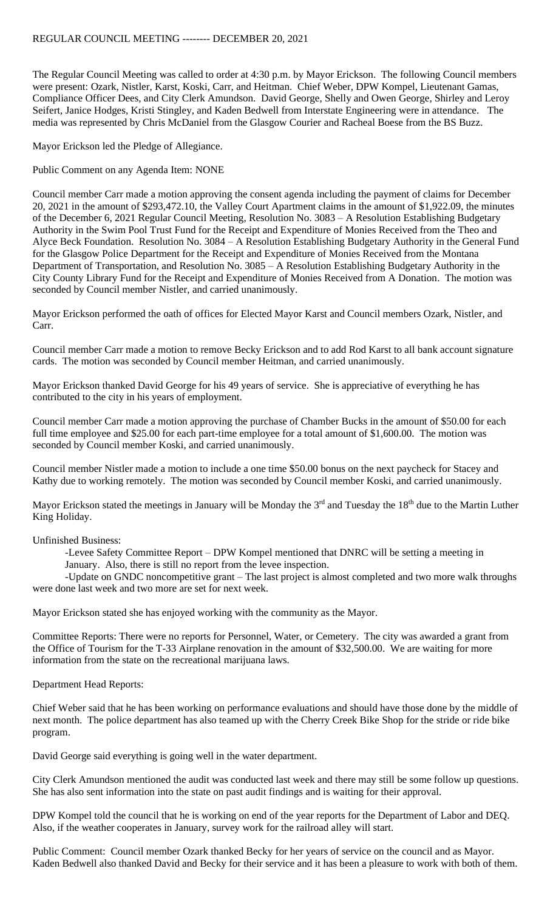# REGULAR COUNCIL MEETING -------- DECEMBER 20, 2021

The Regular Council Meeting was called to order at 4:30 p.m. by Mayor Erickson. The following Council members were present: Ozark, Nistler, Karst, Koski, Carr, and Heitman. Chief Weber, DPW Kompel, Lieutenant Gamas, Compliance Officer Dees, and City Clerk Amundson. David George, Shelly and Owen George, Shirley and Leroy Seifert, Janice Hodges, Kristi Stingley, and Kaden Bedwell from Interstate Engineering were in attendance. The media was represented by Chris McDaniel from the Glasgow Courier and Racheal Boese from the BS Buzz.

Mayor Erickson led the Pledge of Allegiance.

Public Comment on any Agenda Item: NONE

Council member Carr made a motion approving the consent agenda including the payment of claims for December 20, 2021 in the amount of $293,472.10, the Valley Court Apartment claims in the amount of $1,922.09, the minutes of the December 6, 2021 Regular Council Meeting, Resolution No. 3083 – A Resolution Establishing Budgetary Authority in the Swim Pool Trust Fund for the Receipt and Expenditure of Monies Received from the Theo and Alyce Beck Foundation. Resolution No. 3084 – A Resolution Establishing Budgetary Authority in the General Fund for the Glasgow Police Department for the Receipt and Expenditure of Monies Received from the Montana Department of Transportation, and Resolution No. 3085 – A Resolution Establishing Budgetary Authority in the City County Library Fund for the Receipt and Expenditure of Monies Received from A Donation. The motion was seconded by Council member Nistler, and carried unanimously.

Mayor Erickson performed the oath of offices for Elected Mayor Karst and Council members Ozark, Nistler, and Carr.

Council member Carr made a motion to remove Becky Erickson and to add Rod Karst to all bank account signature cards. The motion was seconded by Council member Heitman, and carried unanimously.

Mayor Erickson thanked David George for his 49 years of service. She is appreciative of everything he has contributed to the city in his years of employment.

Council member Carr made a motion approving the purchase of Chamber Bucks in the amount of $50.00 for each full time employee and $25.00 for each part-time employee for a total amount of $1,600.00. The motion was seconded by Council member Koski, and carried unanimously.

Council member Nistler made a motion to include a one time $50.00 bonus on the next paycheck for Stacey and Kathy due to working remotely. The motion was seconded by Council member Koski, and carried unanimously.

Mayor Erickson stated the meetings in January will be Monday the 3rd and Tuesday the 18th due to the Martin Luther King Holiday.

Unfinished Business:

-Levee Safety Committee Report – DPW Kompel mentioned that DNRC will be setting a meeting in January. Also, there is still no report from the levee inspection.

-Update on GNDC noncompetitive grant – The last project is almost completed and two more walk throughs were done last week and two more are set for next week.

Mayor Erickson stated she has enjoyed working with the community as the Mayor.

Committee Reports: There were no reports for Personnel, Water, or Cemetery. The city was awarded a grant from the Office of Tourism for the T-33 Airplane renovation in the amount of $32,500.00. We are waiting for more information from the state on the recreational marijuana laws.

Department Head Reports:

Chief Weber said that he has been working on performance evaluations and should have those done by the middle of next month. The police department has also teamed up with the Cherry Creek Bike Shop for the stride or ride bike program.

David George said everything is going well in the water department.

City Clerk Amundson mentioned the audit was conducted last week and there may still be some follow up questions. She has also sent information into the state on past audit findings and is waiting for their approval.

DPW Kompel told the council that he is working on end of the year reports for the Department of Labor and DEQ. Also, if the weather cooperates in January, survey work for the railroad alley will start.

Public Comment: Council member Ozark thanked Becky for her years of service on the council and as Mayor. Kaden Bedwell also thanked David and Becky for their service and it has been a pleasure to work with both of them.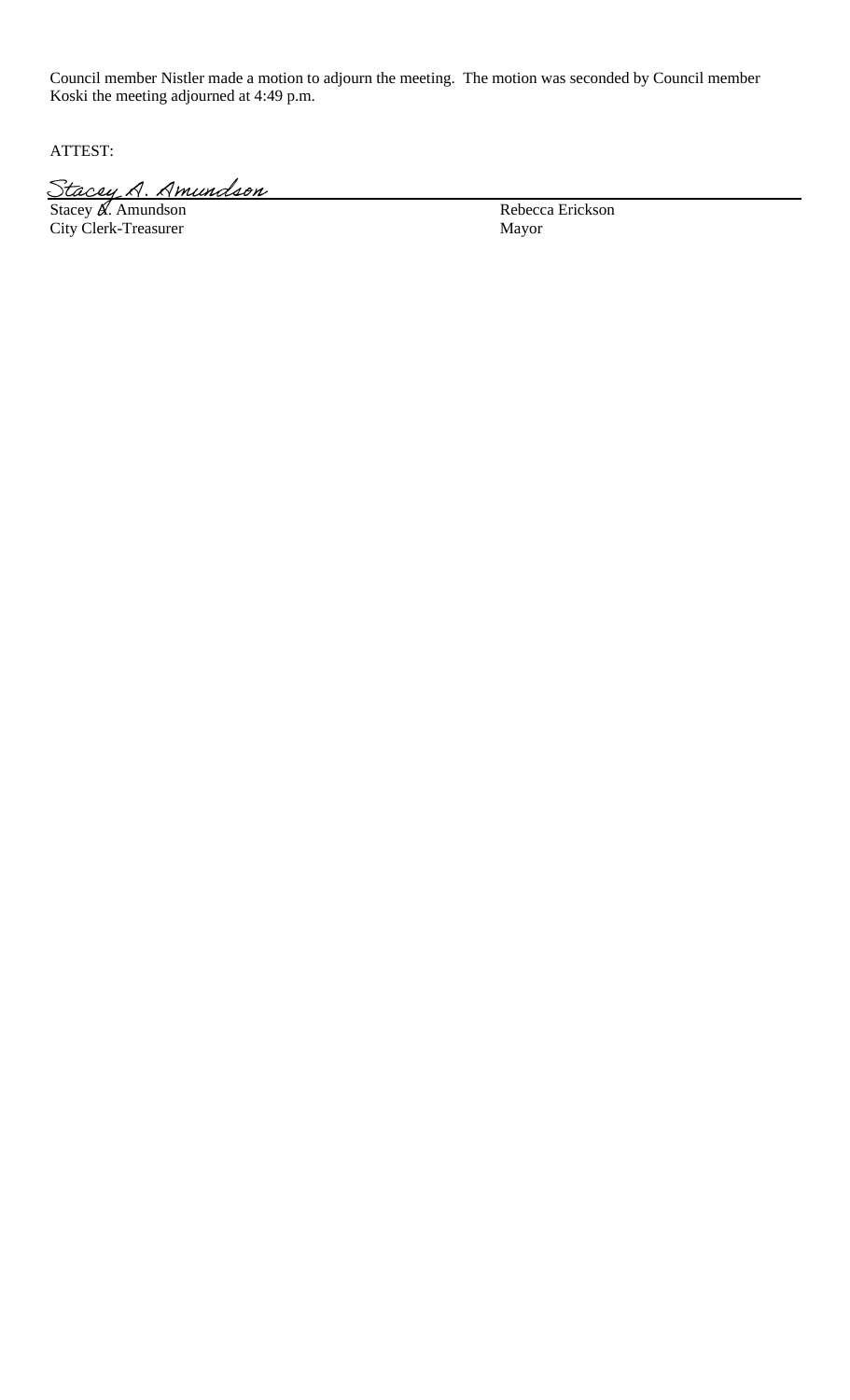Council member Nistler made a motion to adjourn the meeting. The motion was seconded by Council member Koski the meeting adjourned at 4:49 p.m.

ATTEST:

*Stacey A. Amundson*

Stacey A. Amundson
City Clerk-Treasurer

Rebecca Erickson
Mayor